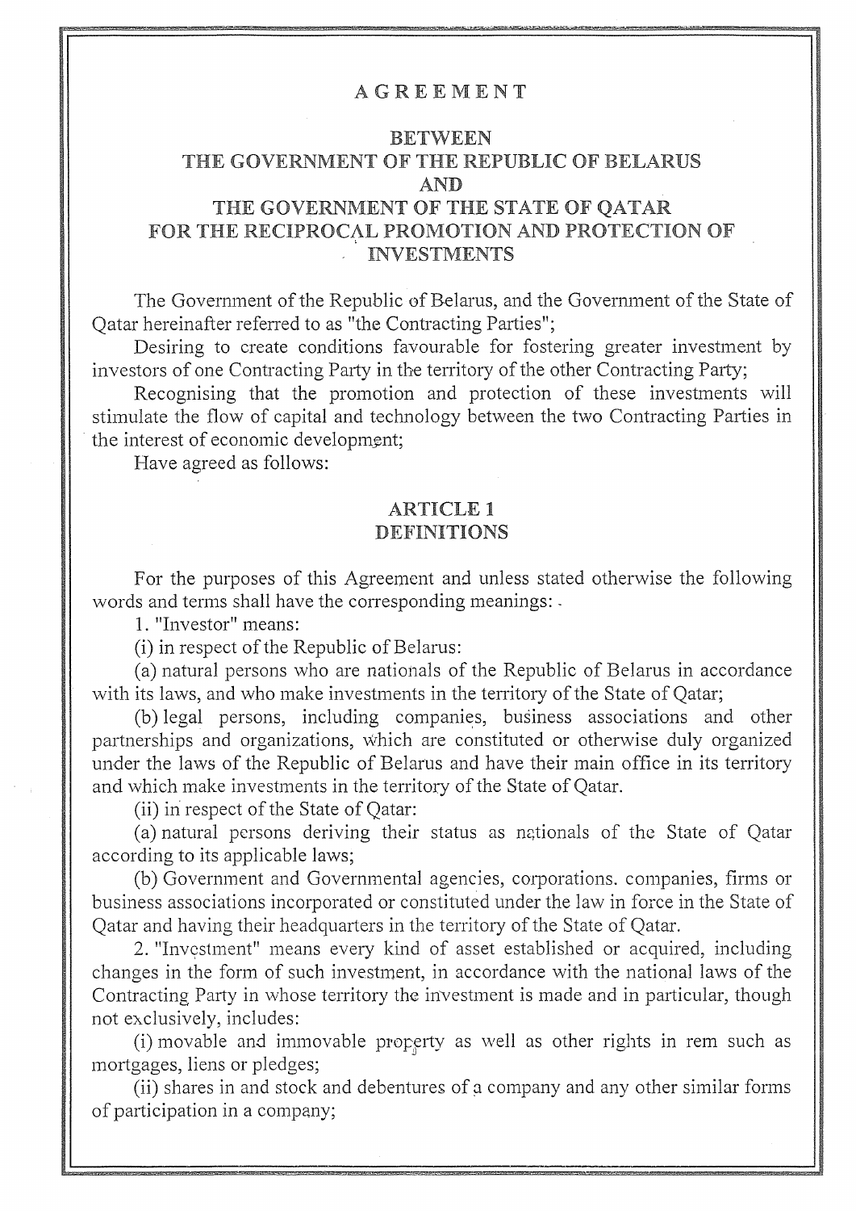# AGREEMENT

## BETWEEN
## THE GOVERNMENT OF THE REPUBLIC OF BELARUS
## AND
## THE GOVERNMENT OF THE STATE OF QATAR
## FOR THE RECIPROCAL PROMOTION AND PROTECTION OF INVESTMENTS

The Government of the Republic of Belarus, and the Government of the State of Qatar hereinafter referred to as "the Contracting Parties";

Desiring to create conditions favourable for fostering greater investment by investors of one Contracting Party in the territory of the other Contracting Party;

Recognising that the promotion and protection of these investments will stimulate the flow of capital and technology between the two Contracting Parties in the interest of economic development;

Have agreed as follows:

## ARTICLE 1
## DEFINITIONS

For the purposes of this Agreement and unless stated otherwise the following words and terms shall have the corresponding meanings:

1. "Investor" means:

(i) in respect of the Republic of Belarus:

(a) natural persons who are nationals of the Republic of Belarus in accordance with its laws, and who make investments in the territory of the State of Qatar;

(b) legal persons, including companies, business associations and other partnerships and organizations, which are constituted or otherwise duly organized under the laws of the Republic of Belarus and have their main office in its territory and which make investments in the territory of the State of Qatar.

(ii) in respect of the State of Qatar:

(a) natural persons deriving their status as nationals of the State of Qatar according to its applicable laws;

(b) Government and Governmental agencies, corporations. companies, firms or business associations incorporated or constituted under the law in force in the State of Qatar and having their headquarters in the territory of the State of Qatar.

2. "Investment" means every kind of asset established or acquired, including changes in the form of such investment, in accordance with the national laws of the Contracting Party in whose territory the investment is made and in particular, though not exclusively, includes:

(i) movable and immovable property as well as other rights in rem such as mortgages, liens or pledges;

(ii) shares in and stock and debentures of a company and any other similar forms of participation in a company;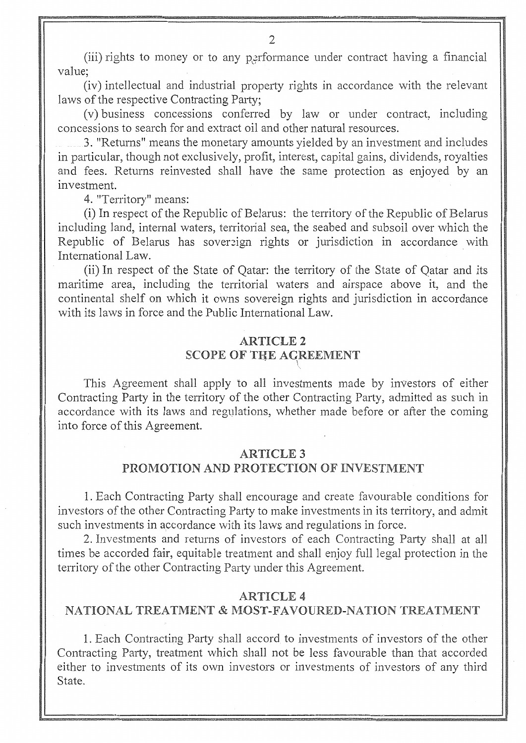(iii) rights to money or to any performance under contract having a financial value;

(iv) intellectual and industrial property rights in accordance with the relevant laws of the respective Contracting Party;

(v) business concessions conferred by law or under contract, including concessions to search for and extract oil and other natural resources.

3. "Returns" means the monetary amounts yielded by an investment and includes in particular, though not exclusively, profit, interest, capital gains, dividends, royalties and fees. Returns reinvested shall have the same protection as enjoyed by an investment.

4. "Territory" means:

(i) In respect of the Republic of Belarus: the territory of the Republic of Belarus including land, internal waters, territorial sea, the seabed and subsoil over which the Republic of Belarus has sovereign rights or jurisdiction in accordance with International Law.

(ii) In respect of the State of Qatar: the territory of the State of Qatar and its maritime area, including the territorial waters and airspace above it, and the continental shelf on which it owns sovereign rights and jurisdiction in accordance with its laws in force and the Public International Law.

## ARTICLE 2
## SCOPE OF THE AGREEMENT

This Agreement shall apply to all investments made by investors of either Contracting Party in the territory of the other Contracting Party, admitted as such in accordance with its laws and regulations, whether made before or after the coming into force of this Agreement.

## ARTICLE 3
## PROMOTION AND PROTECTION OF INVESTMENT

1. Each Contracting Party shall encourage and create favourable conditions for investors of the other Contracting Party to make investments in its territory, and admit such investments in accordance with its laws and regulations in force.

2. Investments and returns of investors of each Contracting Party shall at all times be accorded fair, equitable treatment and shall enjoy full legal protection in the territory of the other Contracting Party under this Agreement.

## ARTICLE 4
## NATIONAL TREATMENT & MOST-FAVOURED-NATION TREATMENT

1. Each Contracting Party shall accord to investments of investors of the other Contracting Party, treatment which shall not be less favourable than that accorded either to investments of its own investors or investments of investors of any third State.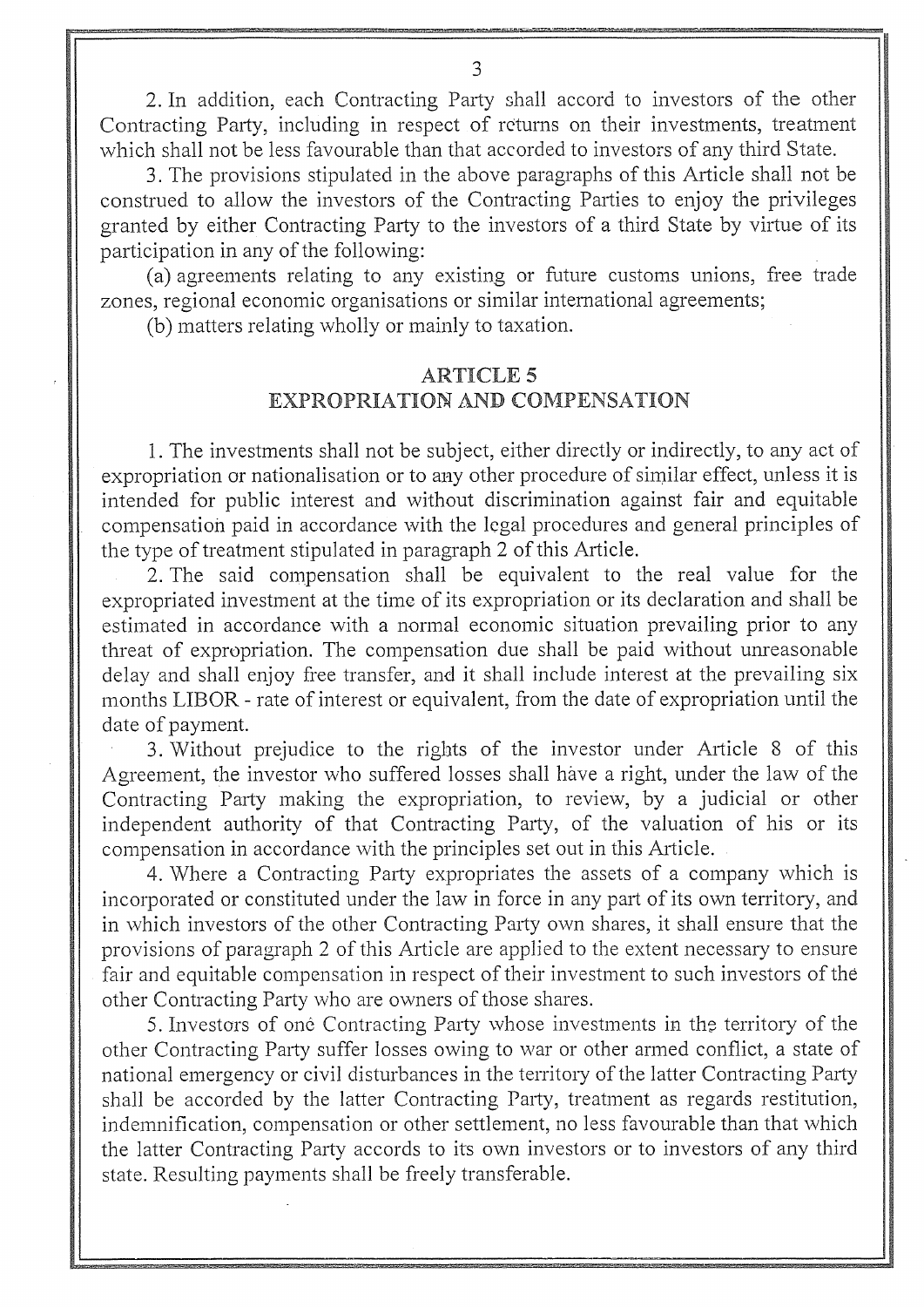2. In addition, each Contracting Party shall accord to investors of the other Contracting Party, including in respect of returns on their investments, treatment which shall not be less favourable than that accorded to investors of any third State.

3. The provisions stipulated in the above paragraphs of this Article shall not be construed to allow the investors of the Contracting Parties to enjoy the privileges granted by either Contracting Party to the investors of a third State by virtue of its participation in any of the following:

(a) agreements relating to any existing or future customs unions, free trade zones, regional economic organisations or similar international agreements;

(b) matters relating wholly or mainly to taxation.

## ARTICLE 5
## EXPROPRIATION AND COMPENSATION

1. The investments shall not be subject, either directly or indirectly, to any act of expropriation or nationalisation or to any other procedure of similar effect, unless it is intended for public interest and without discrimination against fair and equitable compensation paid in accordance with the legal procedures and general principles of the type of treatment stipulated in paragraph 2 of this Article.

2. The said compensation shall be equivalent to the real value for the expropriated investment at the time of its expropriation or its declaration and shall be estimated in accordance with a normal economic situation prevailing prior to any threat of expropriation. The compensation due shall be paid without unreasonable delay and shall enjoy free transfer, and it shall include interest at the prevailing six months LIBOR - rate of interest or equivalent, from the date of expropriation until the date of payment.

3. Without prejudice to the rights of the investor under Article 8 of this Agreement, the investor who suffered losses shall have a right, under the law of the Contracting Party making the expropriation, to review, by a judicial or other independent authority of that Contracting Party, of the valuation of his or its compensation in accordance with the principles set out in this Article.

4. Where a Contracting Party expropriates the assets of a company which is incorporated or constituted under the law in force in any part of its own territory, and in which investors of the other Contracting Party own shares, it shall ensure that the provisions of paragraph 2 of this Article are applied to the extent necessary to ensure fair and equitable compensation in respect of their investment to such investors of the other Contracting Party who are owners of those shares.

5. Investors of one Contracting Party whose investments in the territory of the other Contracting Party suffer losses owing to war or other armed conflict, a state of national emergency or civil disturbances in the territory of the latter Contracting Party shall be accorded by the latter Contracting Party, treatment as regards restitution, indemnification, compensation or other settlement, no less favourable than that which the latter Contracting Party accords to its own investors or to investors of any third state. Resulting payments shall be freely transferable.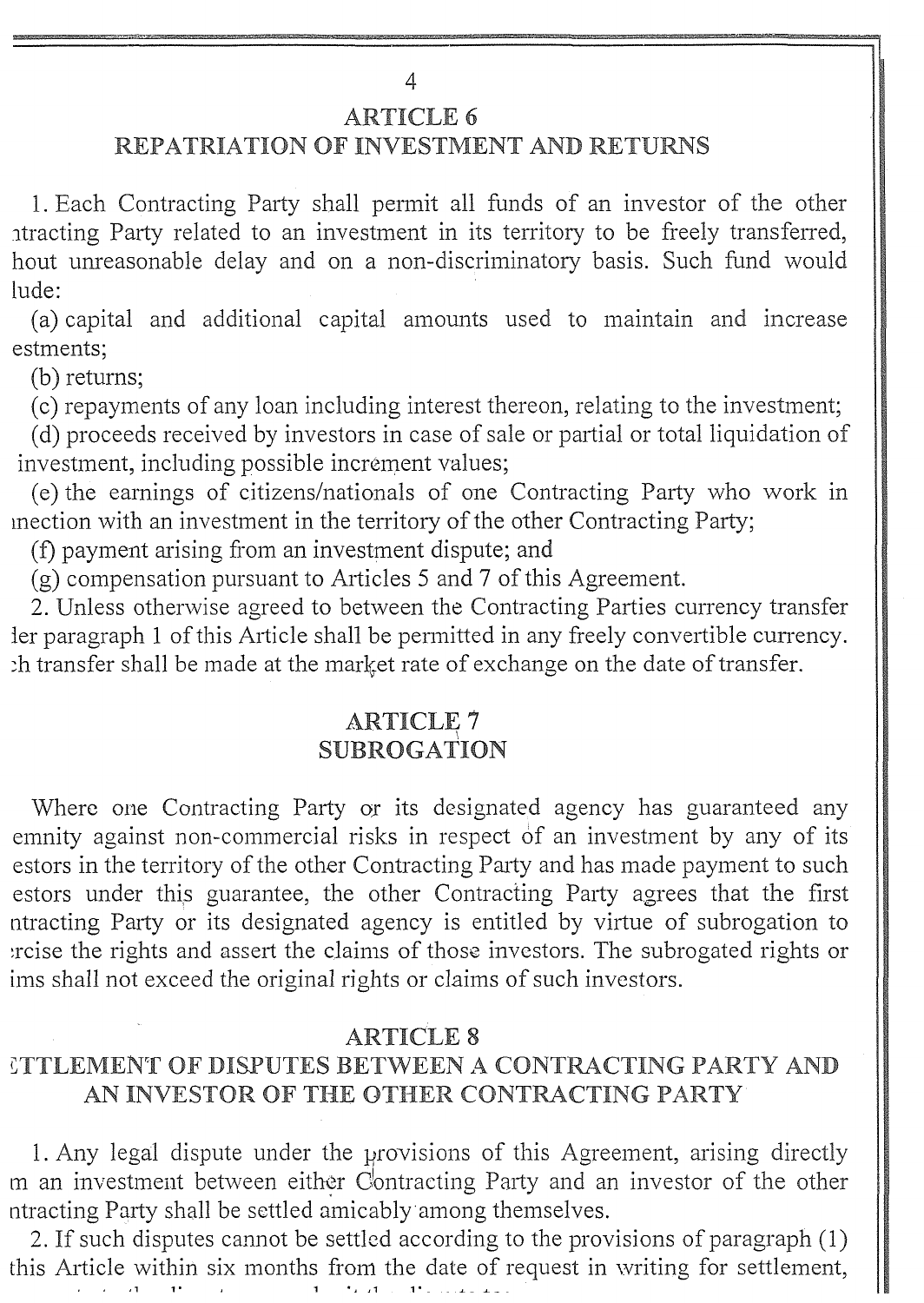## ARTICLE 6
## REPATRIATION OF INVESTMENT AND RETURNS

1. Each Contracting Party shall permit all funds of an investor of the other ntracting Party related to an investment in its territory to be freely transferred, hout unreasonable delay and on a non-discriminatory basis. Such fund would lude:

(a) capital and additional capital amounts used to maintain and increase estments;

(b) returns;

(c) repayments of any loan including interest thereon, relating to the investment;

(d) proceeds received by investors in case of sale or partial or total liquidation of investment, including possible increment values;

(e) the earnings of citizens/nationals of one Contracting Party who work in nnection with an investment in the territory of the other Contracting Party;

(f) payment arising from an investment dispute; and

(g) compensation pursuant to Articles 5 and 7 of this Agreement.

2. Unless otherwise agreed to between the Contracting Parties currency transfer ler paragraph 1 of this Article shall be permitted in any freely convertible currency. ch transfer shall be made at the market rate of exchange on the date of transfer.

## ARTICLE 7
## SUBROGATION

Where one Contracting Party or its designated agency has guaranteed any emnity against non-commercial risks in respect of an investment by any of its estors in the territory of the other Contracting Party and has made payment to such estors under this guarantee, the other Contracting Party agrees that the first ntracting Party or its designated agency is entitled by virtue of subrogation to rcise the rights and assert the claims of those investors. The subrogated rights or ims shall not exceed the original rights or claims of such investors.

## ARTICLE 8
## ETTLEMENT OF DISPUTES BETWEEN A CONTRACTING PARTY AND AN INVESTOR OF THE OTHER CONTRACTING PARTY

1. Any legal dispute under the provisions of this Agreement, arising directly m an investment between either Contracting Party and an investor of the other ntracting Party shall be settled amicably among themselves.

2. If such disputes cannot be settled according to the provisions of paragraph (1) this Article within six months from the date of request in writing for settlement,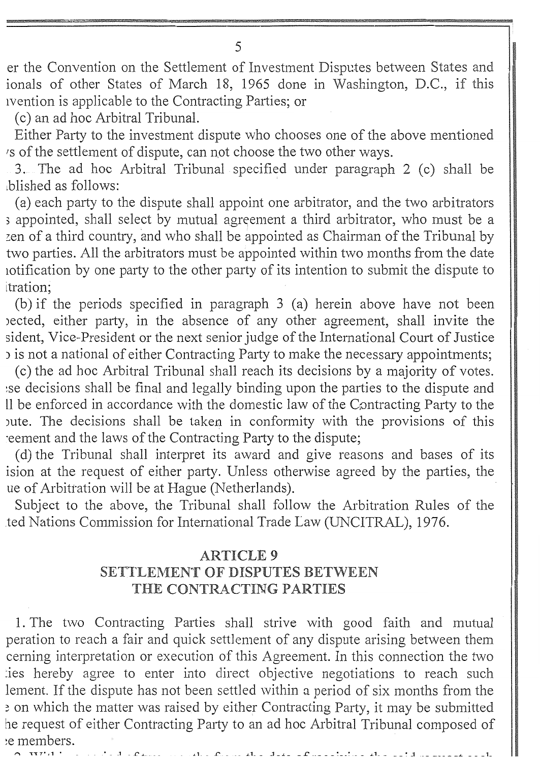er the Convention on the Settlement of Investment Disputes between States and ionals of other States of March 18, 1965 done in Washington, D.C., if this ıvention is applicable to the Contracting Parties; or

(c) an ad hoc Arbitral Tribunal.

Either Party to the investment dispute who chooses one of the above mentioned ′s of the settlement of dispute, can not choose the two other ways.

3. The ad hoc Arbitral Tribunal specified under paragraph 2 (c) shall be ıblished as follows:

(a) each party to the dispute shall appoint one arbitrator, and the two arbitrators ; appointed, shall select by mutual agreement a third arbitrator, who must be a zen of a third country, and who shall be appointed as Chairman of the Tribunal by two parties. All the arbitrators must be appointed within two months from the date ıotification by one party to the other party of its intention to submit the dispute to itration;

(b) if the periods specified in paragraph 3 (a) herein above have not been ɔected, either party, in the absence of any other agreement, shall invite the sident, Vice-President or the next senior judge of the International Court of Justice ɔ is not a national of either Contracting Party to make the necessary appointments;

(c) the ad hoc Arbitral Tribunal shall reach its decisions by a majority of votes. ;se decisions shall be final and legally binding upon the parties to the dispute and ll be enforced in accordance with the domestic law of the Contracting Party to the ɔute. The decisions shall be taken in conformity with the provisions of this ·eement and the laws of the Contracting Party to the dispute;

(d) the Tribunal shall interpret its award and give reasons and bases of its ision at the request of either party. Unless otherwise agreed by the parties, the ue of Arbitration will be at Hague (Netherlands).

Subject to the above, the Tribunal shall follow the Arbitration Rules of the .ted Nations Commission for International Trade Law (UNCITRAL), 1976.

## ARTICLE 9
## SETTLEMENT OF DISPUTES BETWEEN THE CONTRACTING PARTIES

1. The two Contracting Parties shall strive with good faith and mutual peration to reach a fair and quick settlement of any dispute arising between them cerning interpretation or execution of this Agreement. In this connection the two :ies hereby agree to enter into direct objective negotiations to reach such lement. If the dispute has not been settled within a period of six months from the ; on which the matter was raised by either Contracting Party, it may be submitted he request of either Contracting Party to an ad hoc Arbitral Tribunal composed of :e members.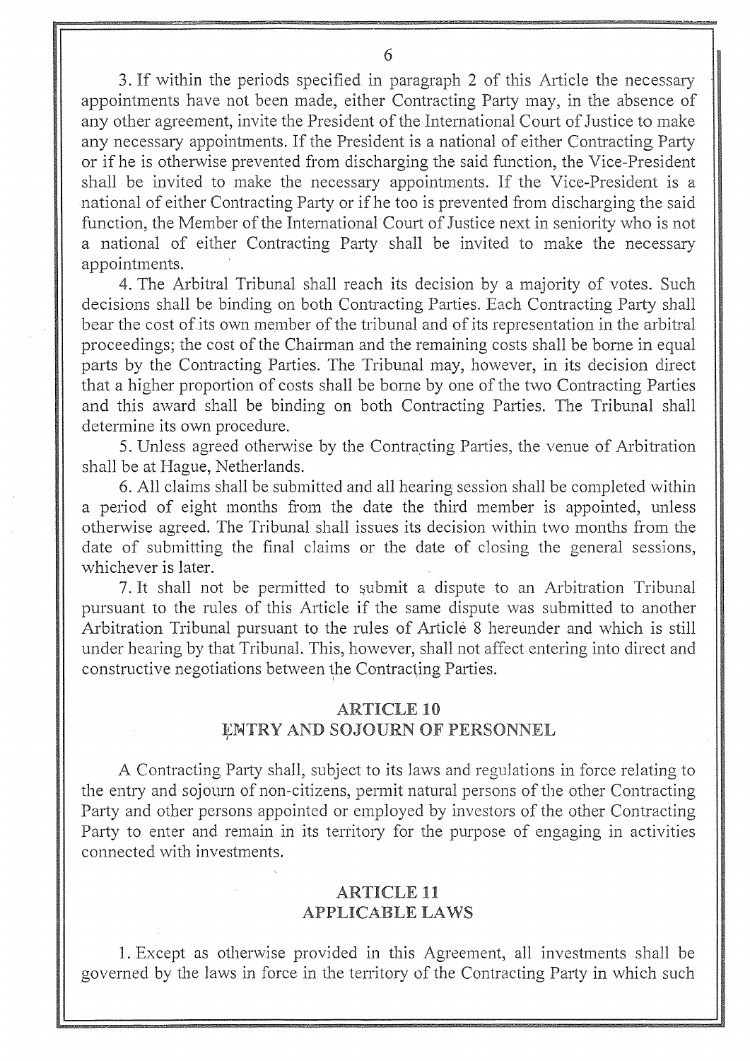3. If within the periods specified in paragraph 2 of this Article the necessary appointments have not been made, either Contracting Party may, in the absence of any other agreement, invite the President of the International Court of Justice to make any necessary appointments. If the President is a national of either Contracting Party or if he is otherwise prevented from discharging the said function, the Vice-President shall be invited to make the necessary appointments. If the Vice-President is a national of either Contracting Party or if he too is prevented from discharging the said function, the Member of the International Court of Justice next in seniority who is not a national of either Contracting Party shall be invited to make the necessary appointments.

4. The Arbitral Tribunal shall reach its decision by a majority of votes. Such decisions shall be binding on both Contracting Parties. Each Contracting Party shall bear the cost of its own member of the tribunal and of its representation in the arbitral proceedings; the cost of the Chairman and the remaining costs shall be borne in equal parts by the Contracting Parties. The Tribunal may, however, in its decision direct that a higher proportion of costs shall be borne by one of the two Contracting Parties and this award shall be binding on both Contracting Parties. The Tribunal shall determine its own procedure.

5. Unless agreed otherwise by the Contracting Parties, the venue of Arbitration shall be at Hague, Netherlands.

6. All claims shall be submitted and all hearing session shall be completed within a period of eight months from the date the third member is appointed, unless otherwise agreed. The Tribunal shall issues its decision within two months from the date of submitting the final claims or the date of closing the general sessions, whichever is later.

7. It shall not be permitted to submit a dispute to an Arbitration Tribunal pursuant to the rules of this Article if the same dispute was submitted to another Arbitration Tribunal pursuant to the rules of Article 8 hereunder and which is still under hearing by that Tribunal. This, however, shall not affect entering into direct and constructive negotiations between the Contracting Parties.

## ARTICLE 10
## ENTRY AND SOJOURN OF PERSONNEL

A Contracting Party shall, subject to its laws and regulations in force relating to the entry and sojourn of non-citizens, permit natural persons of the other Contracting Party and other persons appointed or employed by investors of the other Contracting Party to enter and remain in its territory for the purpose of engaging in activities connected with investments.

## ARTICLE 11
## APPLICABLE LAWS

1. Except as otherwise provided in this Agreement, all investments shall be governed by the laws in force in the territory of the Contracting Party in which such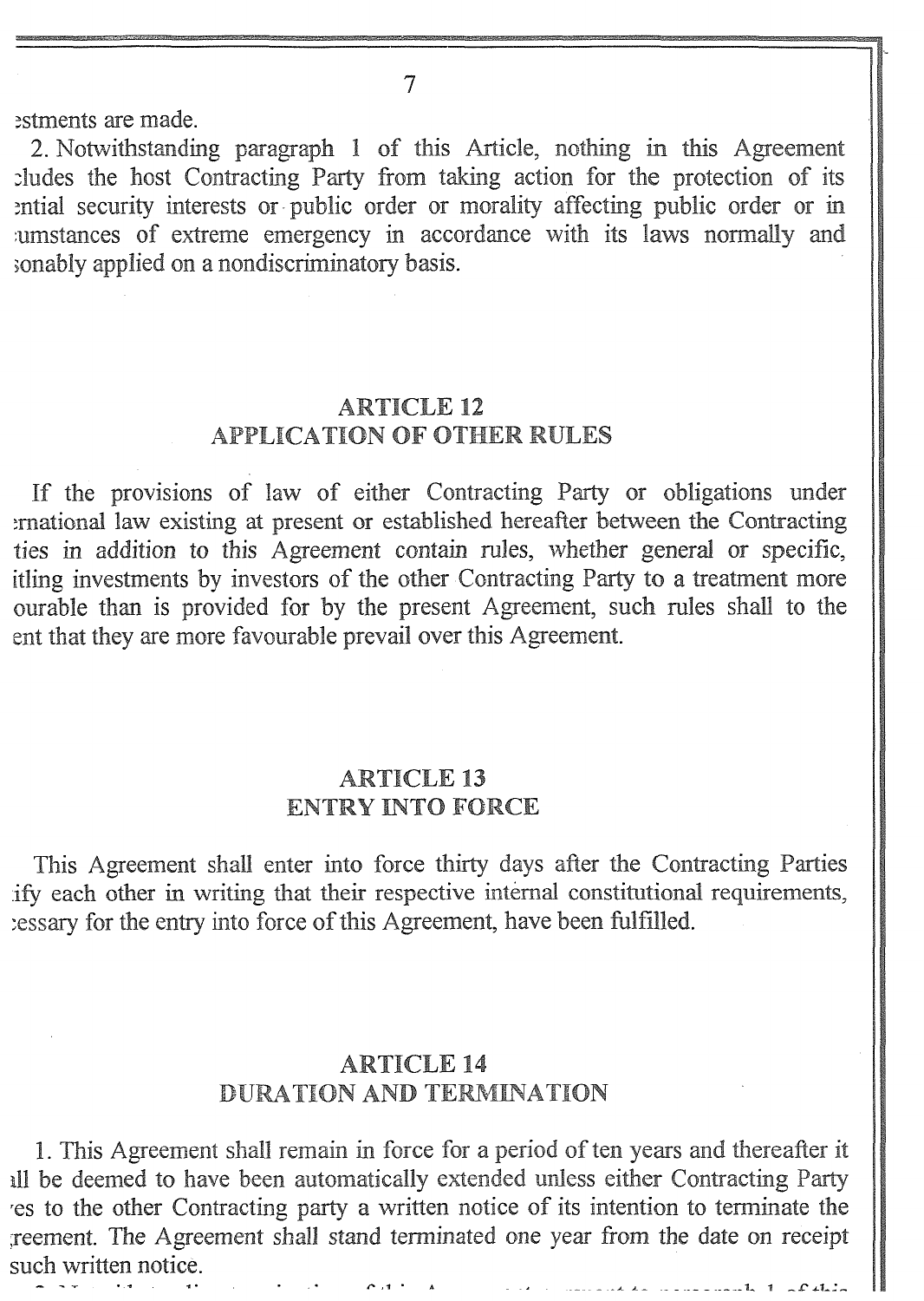ɜstments are made.

2. Notwithstanding paragraph 1 of this Article, nothing in this Agreement ɔludes the host Contracting Party from taking action for the protection of its ɜntial security interests or public order or morality affecting public order or in ·umstances of extreme emergency in accordance with its laws normally and ɜonably applied on a nondiscriminatory basis.

## ARTICLE 12
## APPLICATION OF OTHER RULES

If the provisions of law of either Contracting Party or obligations under ɜrnational law existing at present or established hereafter between the Contracting ties in addition to this Agreement contain rules, whether general or specific, itling investments by investors of the other Contracting Party to a treatment more ourable than is provided for by the present Agreement, such rules shall to the ent that they are more favourable prevail over this Agreement.

## ARTICLE 13
## ENTRY INTO FORCE

This Agreement shall enter into force thirty days after the Contracting Parties ify each other in writing that their respective internal constitutional requirements, ɜessary for the entry into force of this Agreement, have been fulfilled.

## ARTICLE 14
## DURATION AND TERMINATION

1. This Agreement shall remain in force for a period of ten years and thereafter it ıll be deemed to have been automatically extended unless either Contracting Party ·es to the other Contracting party a written notice of its intention to terminate the ɾreement. The Agreement shall stand terminated one year from the date on receipt such written notice.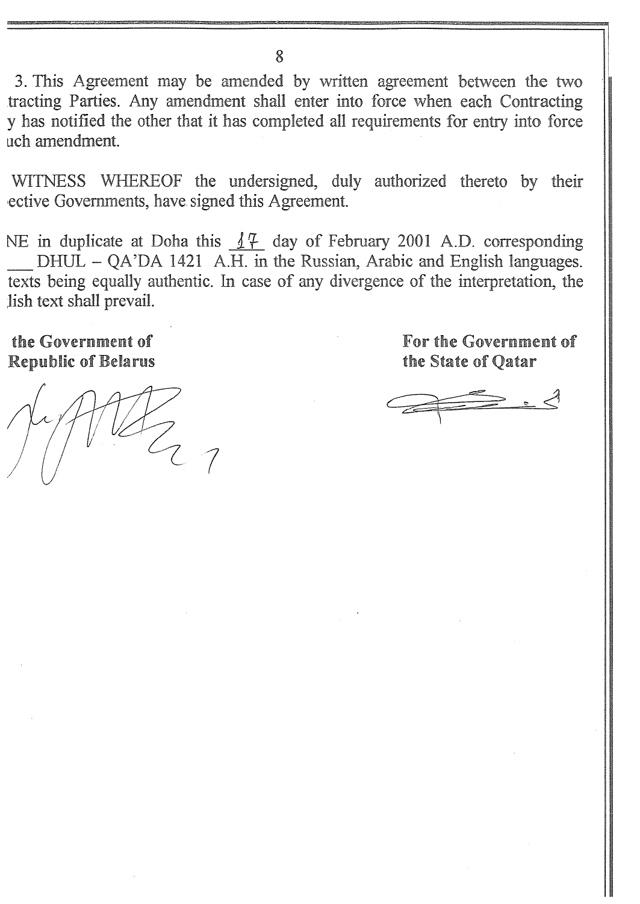3. This Agreement may be amended by written agreement between the two tracting Parties. Any amendment shall enter into force when each Contracting y has notified the other that it has completed all requirements for entry into force uch amendment.

WITNESS WHEREOF the undersigned, duly authorized thereto by their ective Governments, have signed this Agreement.

NE in duplicate at Doha this 17 day of February 2001 A.D. corresponding ___ DHUL – QA'DA 1421 A.H. in the Russian, Arabic and English languages. texts being equally authentic. In case of any divergence of the interpretation, the lish text shall prevail.

**the Government of Republic of Belarus**

**For the Government of the State of Qatar**